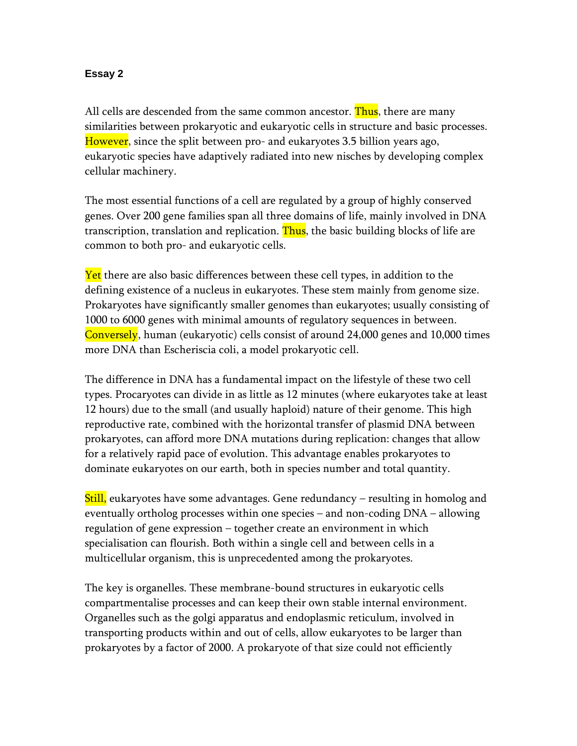**Essay 2**

All cells are descended from the same common ancestor. Thus, there are many similarities between prokaryotic and eukaryotic cells in structure and basic processes. However, since the split between pro- and eukaryotes 3.5 billion years ago, eukaryotic species have adaptively radiated into new nisches by developing complex cellular machinery.

The most essential functions of a cell are regulated by a group of highly conserved genes. Over 200 gene families span all three domains of life, mainly involved in DNA transcription, translation and replication. Thus, the basic building blocks of life are common to both pro- and eukaryotic cells.

Yet there are also basic differences between these cell types, in addition to the defining existence of a nucleus in eukaryotes. These stem mainly from genome size. Prokaryotes have significantly smaller genomes than eukaryotes; usually consisting of 1000 to 6000 genes with minimal amounts of regulatory sequences in between. Conversely, human (eukaryotic) cells consist of around 24,000 genes and 10,000 times more DNA than Escheriscia coli, a model prokaryotic cell.

The difference in DNA has a fundamental impact on the lifestyle of these two cell types. Procaryotes can divide in as little as 12 minutes (where eukaryotes take at least 12 hours) due to the small (and usually haploid) nature of their genome. This high reproductive rate, combined with the horizontal transfer of plasmid DNA between prokaryotes, can afford more DNA mutations during replication: changes that allow for a relatively rapid pace of evolution. This advantage enables prokaryotes to dominate eukaryotes on our earth, both in species number and total quantity.

Still, eukaryotes have some advantages. Gene redundancy – resulting in homolog and eventually ortholog processes within one species – and non-coding DNA – allowing regulation of gene expression – together create an environment in which specialisation can flourish. Both within a single cell and between cells in a multicellular organism, this is unprecedented among the prokaryotes.

The key is organelles. These membrane-bound structures in eukaryotic cells compartmentalise processes and can keep their own stable internal environment. Organelles such as the golgi apparatus and endoplasmic reticulum, involved in transporting products within and out of cells, allow eukaryotes to be larger than prokaryotes by a factor of 2000. A prokaryote of that size could not efficiently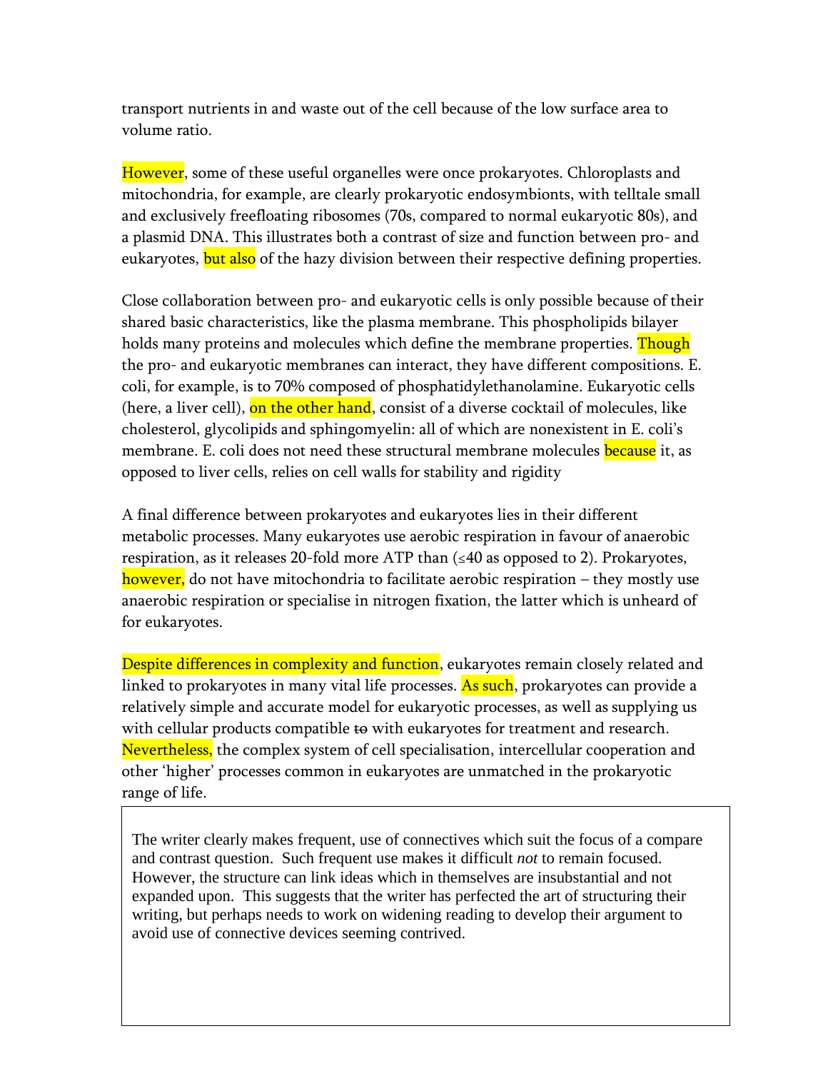transport nutrients in and waste out of the cell because of the low surface area to volume ratio.

However, some of these useful organelles were once prokaryotes. Chloroplasts and mitochondria, for example, are clearly prokaryotic endosymbionts, with telltale small and exclusively freefloating ribosomes (70s, compared to normal eukaryotic 80s), and a plasmid DNA. This illustrates both a contrast of size and function between pro- and eukaryotes, but also of the hazy division between their respective defining properties.

Close collaboration between pro- and eukaryotic cells is only possible because of their shared basic characteristics, like the plasma membrane. This phospholipids bilayer holds many proteins and molecules which define the membrane properties. Though the pro- and eukaryotic membranes can interact, they have different compositions. E. coli, for example, is to 70% composed of phosphatidylethanolamine. Eukaryotic cells (here, a liver cell), on the other hand, consist of a diverse cocktail of molecules, like cholesterol, glycolipids and sphingomyelin: all of which are nonexistent in E. coli's membrane. E. coli does not need these structural membrane molecules because it, as opposed to liver cells, relies on cell walls for stability and rigidity

A final difference between prokaryotes and eukaryotes lies in their different metabolic processes. Many eukaryotes use aerobic respiration in favour of anaerobic respiration, as it releases 20-fold more ATP than (≤40 as opposed to 2). Prokaryotes, however, do not have mitochondria to facilitate aerobic respiration – they mostly use anaerobic respiration or specialise in nitrogen fixation, the latter which is unheard of for eukaryotes.

Despite differences in complexity and function, eukaryotes remain closely related and linked to prokaryotes in many vital life processes. As such, prokaryotes can provide a relatively simple and accurate model for eukaryotic processes, as well as supplying us with cellular products compatible ~~to~~ with eukaryotes for treatment and research. Nevertheless, the complex system of cell specialisation, intercellular cooperation and other 'higher' processes common in eukaryotes are unmatched in the prokaryotic range of life.

> The writer clearly makes frequent, use of connectives which suit the focus of a compare and contrast question. Such frequent use makes it difficult *not* to remain focused. However, the structure can link ideas which in themselves are insubstantial and not expanded upon. This suggests that the writer has perfected the art of structuring their writing, but perhaps needs to work on widening reading to develop their argument to avoid use of connective devices seeming contrived.